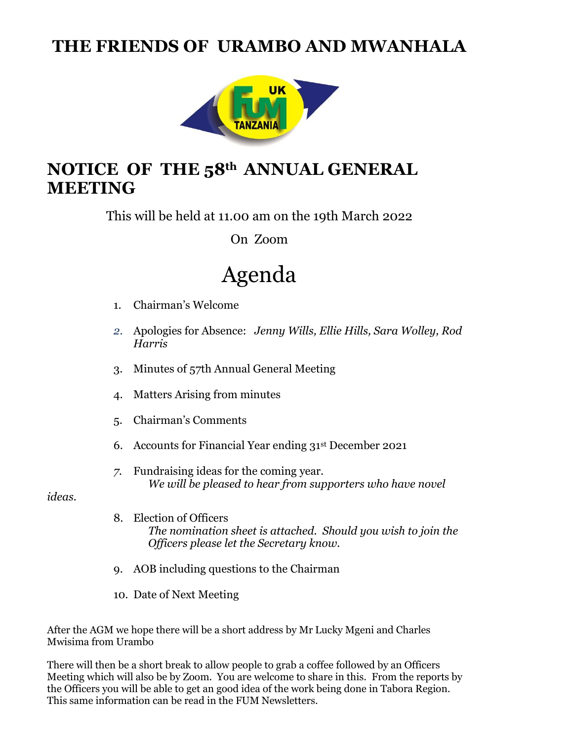# THE FRIENDS OF URAMBO AND MWANHALA

## NOTICE OF THE 58th ANNUAL GENERAL MEETING

This will be held at 11.00 am on the 19th March 2022

On Zoom

# Agenda

1. Chairman's Welcome
2. Apologies for Absence: *Jenny Wills, Ellie Hills, Sara Wolley, Rod Harris*
3. Minutes of 57th Annual General Meeting
4. Matters Arising from minutes
5. Chairman's Comments
6. Accounts for Financial Year ending 31st December 2021
7. Fundraising ideas for the coming year.
   *We will be pleased to hear from supporters who have novel ideas.*
8. Election of Officers
   *The nomination sheet is attached. Should you wish to join the Officers please let the Secretary know.*
9. AOB including questions to the Chairman
10. Date of Next Meeting

After the AGM we hope there will be a short address by Mr Lucky Mgeni and Charles Mwisima from Urambo

There will then be a short break to allow people to grab a coffee followed by an Officers Meeting which will also be by Zoom. You are welcome to share in this. From the reports by the Officers you will be able to get an good idea of the work being done in Tabora Region. This same information can be read in the FUM Newsletters.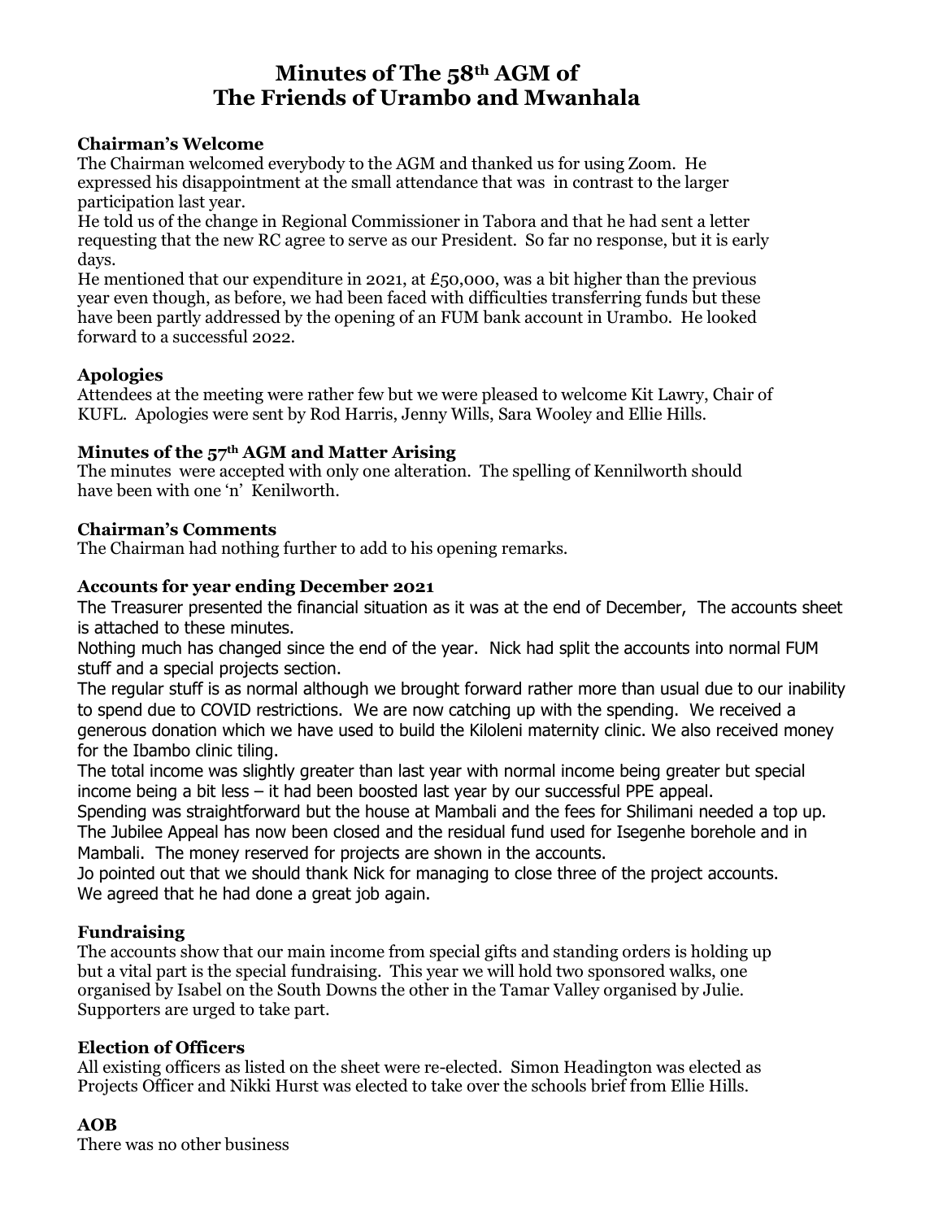# Minutes of The 58th AGM of The Friends of Urambo and Mwanhala

## Chairman's Welcome

The Chairman welcomed everybody to the AGM and thanked us for using Zoom. He expressed his disappointment at the small attendance that was in contrast to the larger participation last year.

He told us of the change in Regional Commissioner in Tabora and that he had sent a letter requesting that the new RC agree to serve as our President. So far no response, but it is early days.

He mentioned that our expenditure in 2021, at £50,000, was a bit higher than the previous year even though, as before, we had been faced with difficulties transferring funds but these have been partly addressed by the opening of an FUM bank account in Urambo. He looked forward to a successful 2022.

## Apologies

Attendees at the meeting were rather few but we were pleased to welcome Kit Lawry, Chair of KUFL. Apologies were sent by Rod Harris, Jenny Wills, Sara Wooley and Ellie Hills.

## Minutes of the 57th AGM and Matter Arising

The minutes were accepted with only one alteration. The spelling of Kennilworth should have been with one 'n' Kenilworth.

## Chairman's Comments

The Chairman had nothing further to add to his opening remarks.

## Accounts for year ending December 2021

The Treasurer presented the financial situation as it was at the end of December, The accounts sheet is attached to these minutes.

Nothing much has changed since the end of the year. Nick had split the accounts into normal FUM stuff and a special projects section.

The regular stuff is as normal although we brought forward rather more than usual due to our inability to spend due to COVID restrictions. We are now catching up with the spending. We received a generous donation which we have used to build the Kiloleni maternity clinic. We also received money for the Ibambo clinic tiling.

The total income was slightly greater than last year with normal income being greater but special income being a bit less – it had been boosted last year by our successful PPE appeal.

Spending was straightforward but the house at Mambali and the fees for Shilimani needed a top up. The Jubilee Appeal has now been closed and the residual fund used for Isegenhe borehole and in Mambali. The money reserved for projects are shown in the accounts.

Jo pointed out that we should thank Nick for managing to close three of the project accounts. We agreed that he had done a great job again.

## Fundraising

The accounts show that our main income from special gifts and standing orders is holding up but a vital part is the special fundraising. This year we will hold two sponsored walks, one organised by Isabel on the South Downs the other in the Tamar Valley organised by Julie. Supporters are urged to take part.

## Election of Officers

All existing officers as listed on the sheet were re-elected. Simon Headington was elected as Projects Officer and Nikki Hurst was elected to take over the schools brief from Ellie Hills.

## AOB

There was no other business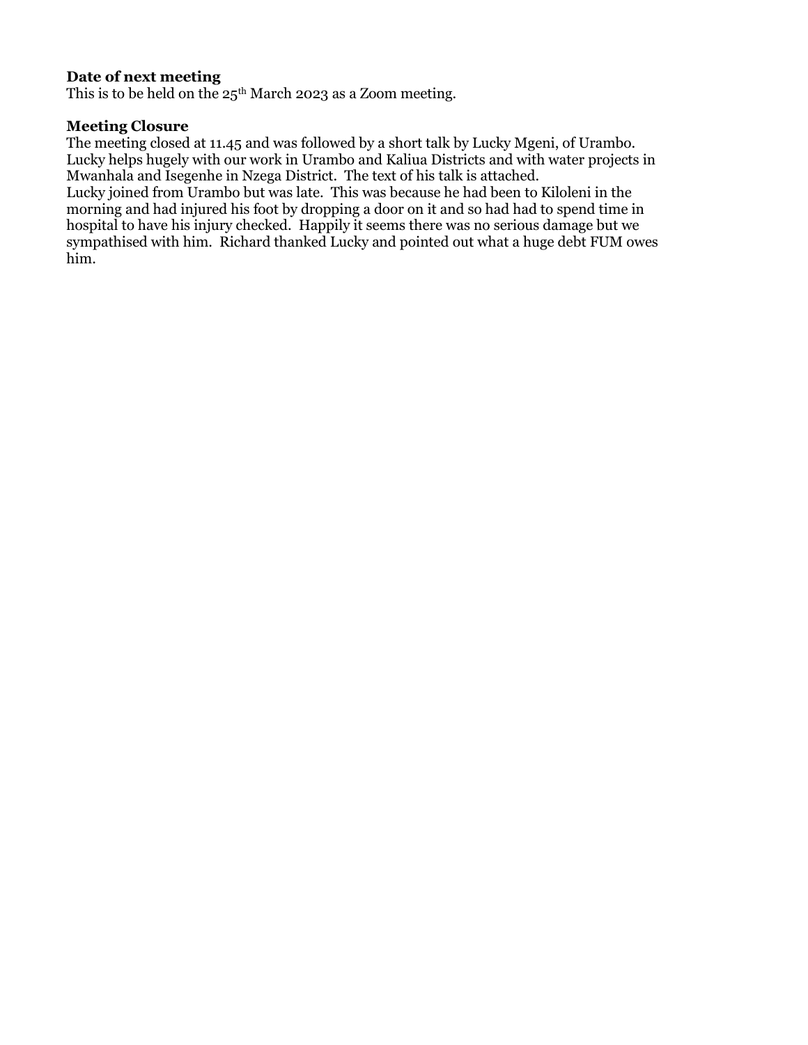**Date of next meeting**

This is to be held on the 25th March 2023 as a Zoom meeting.

**Meeting Closure**

The meeting closed at 11.45 and was followed by a short talk by Lucky Mgeni, of Urambo. Lucky helps hugely with our work in Urambo and Kaliua Districts and with water projects in Mwanhala and Isegenhe in Nzega District. The text of his talk is attached.

Lucky joined from Urambo but was late. This was because he had been to Kiloleni in the morning and had injured his foot by dropping a door on it and so had had to spend time in hospital to have his injury checked. Happily it seems there was no serious damage but we sympathised with him. Richard thanked Lucky and pointed out what a huge debt FUM owes him.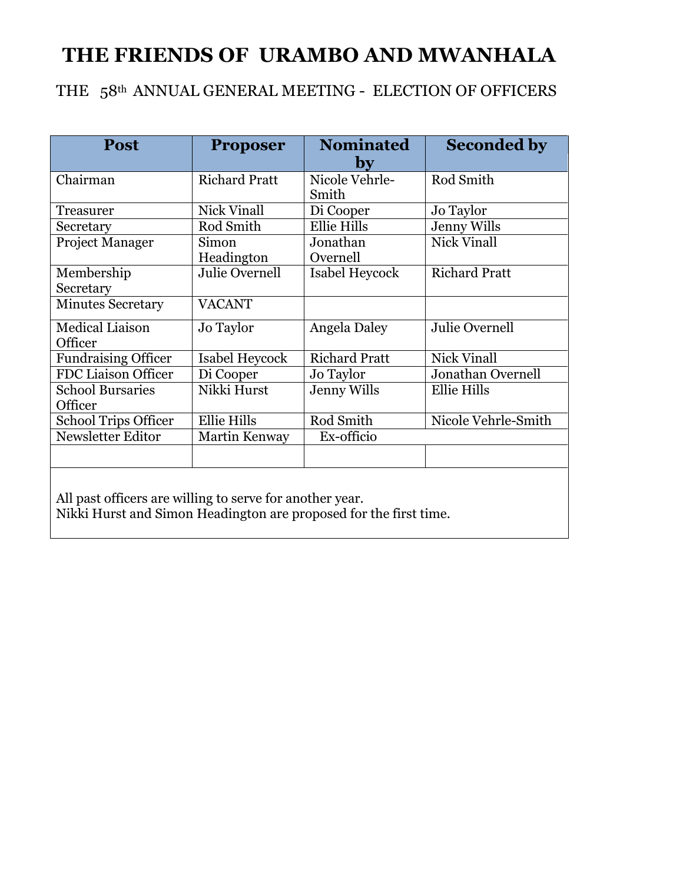# THE FRIENDS OF URAMBO AND MWANHALA

THE 58th ANNUAL GENERAL MEETING - ELECTION OF OFFICERS

| Post | Proposer | Nominated by | Seconded by |
|---|---|---|---|
| Chairman | Richard Pratt | Nicole Vehrle-Smith | Rod Smith |
| Treasurer | Nick Vinall | Di Cooper | Jo Taylor |
| Secretary | Rod Smith | Ellie Hills | Jenny Wills |
| Project Manager | Simon Headington | Jonathan Overnell | Nick Vinall |
| Membership Secretary | Julie Overnell | Isabel Heycock | Richard Pratt |
| Minutes Secretary | VACANT | | |
| Medical Liaison Officer | Jo Taylor | Angela Daley | Julie Overnell |
| Fundraising Officer | Isabel Heycock | Richard Pratt | Nick Vinall |
| FDC Liaison Officer | Di Cooper | Jo Taylor | Jonathan Overnell |
| School Bursaries Officer | Nikki Hurst | Jenny Wills | Ellie Hills |
| School Trips Officer | Ellie Hills | Rod Smith | Nicole Vehrle-Smith |
| Newsletter Editor | Martin Kenway | Ex-officio | |
| | | | |

All past officers are willing to serve for another year.
Nikki Hurst and Simon Headington are proposed for the first time.